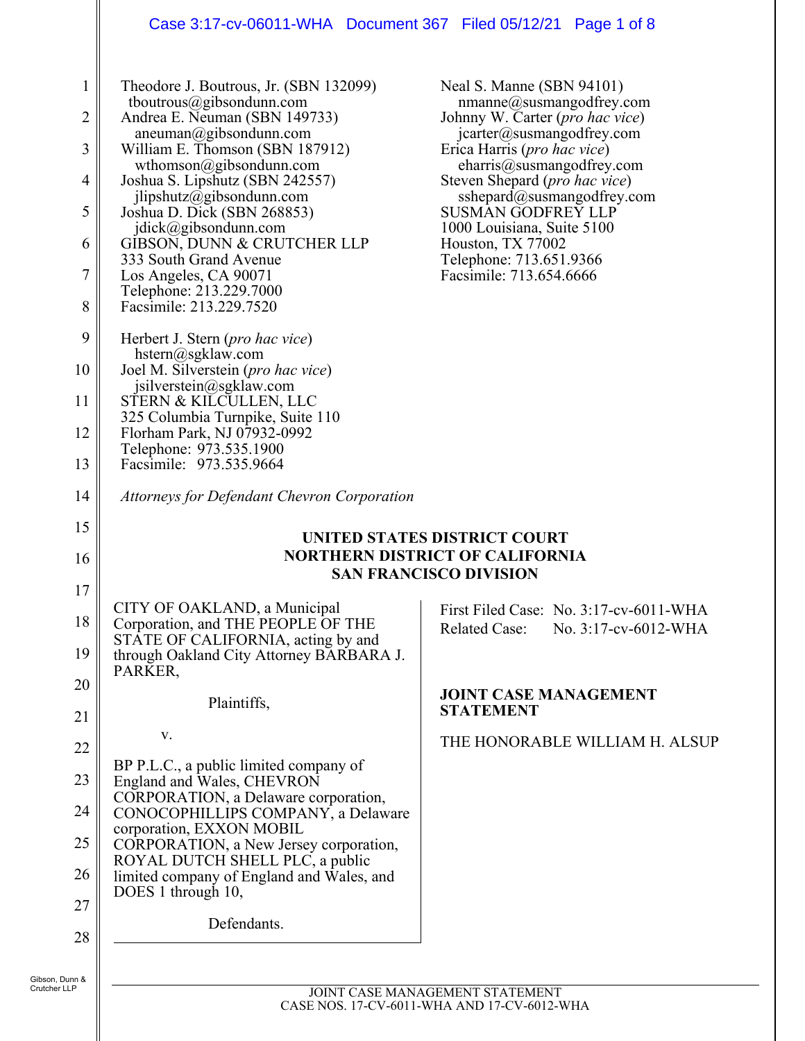Theodore J. Boutrous, Jr. (SBN 132099)
tboutrous@gibsondunn.com
Andrea E. Neuman (SBN 149733)
aneuman@gibsondunn.com
William E. Thomson (SBN 187912)
wthomson@gibsondunn.com
Joshua S. Lipshutz (SBN 242557)
jlipshutz@gibsondunn.com
Joshua D. Dick (SBN 268853)
jdick@gibsondunn.com
GIBSON, DUNN & CRUTCHER LLP
333 South Grand Avenue
Los Angeles, CA 90071
Telephone: 213.229.7000
Facsimile: 213.229.7520

Herbert J. Stern (*pro hac vice*)
hstern@sgklaw.com
Joel M. Silverstein (*pro hac vice*)
jsilverstein@sgklaw.com
STERN & KILCULLEN, LLC
325 Columbia Turnpike, Suite 110
Florham Park, NJ 07932-0992
Telephone: 973.535.1900
Facsimile: 973.535.9664

Neal S. Manne (SBN 94101)
nmanne@susmangodfrey.com
Johnny W. Carter (*pro hac vice*)
jcarter@susmangodfrey.com
Erica Harris (*pro hac vice*)
eharris@susmangodfrey.com
Steven Shepard (*pro hac vice*)
sshepard@susmangodfrey.com
SUSMAN GODFREY LLP
1000 Louisiana, Suite 5100
Houston, TX 77002
Telephone: 713.651.9366
Facsimile: 713.654.6666

*Attorneys for Defendant Chevron Corporation*

**UNITED STATES DISTRICT COURT**
**NORTHERN DISTRICT OF CALIFORNIA**
**SAN FRANCISCO DIVISION**

CITY OF OAKLAND, a Municipal Corporation, and THE PEOPLE OF THE STATE OF CALIFORNIA, acting by and through Oakland City Attorney BARBARA J. PARKER,

Plaintiffs,

v.

BP P.L.C., a public limited company of England and Wales, CHEVRON CORPORATION, a Delaware corporation, CONOCOPHILLIPS COMPANY, a Delaware corporation, EXXON MOBIL CORPORATION, a New Jersey corporation, ROYAL DUTCH SHELL PLC, a public limited company of England and Wales, and DOES 1 through 10,

Defendants.

First Filed Case: No. 3:17-cv-6011-WHA
Related Case: No. 3:17-cv-6012-WHA

**JOINT CASE MANAGEMENT STATEMENT**

THE HONORABLE WILLIAM H. ALSUP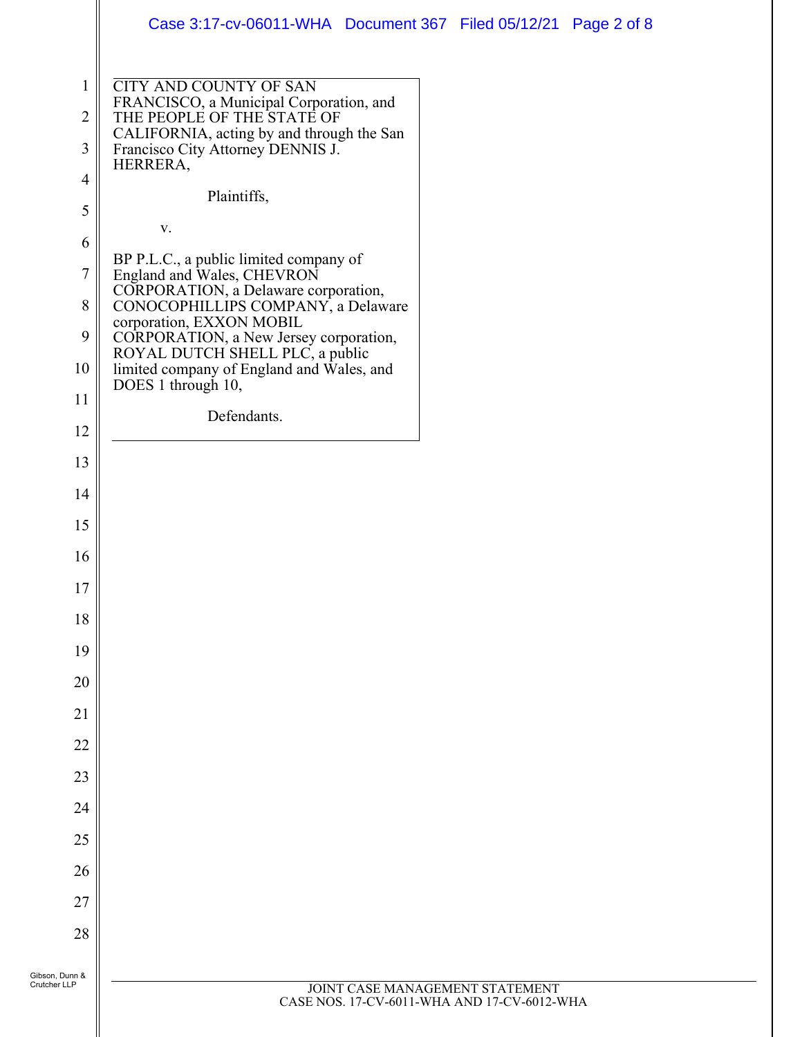CITY AND COUNTY OF SAN FRANCISCO, a Municipal Corporation, and THE PEOPLE OF THE STATE OF CALIFORNIA, acting by and through the San Francisco City Attorney DENNIS J. HERRERA,

Plaintiffs,

v.

BP P.L.C., a public limited company of England and Wales, CHEVRON CORPORATION, a Delaware corporation, CONOCOPHILLIPS COMPANY, a Delaware corporation, EXXON MOBIL CORPORATION, a New Jersey corporation, ROYAL DUTCH SHELL PLC, a public limited company of England and Wales, and DOES 1 through 10,

Defendants.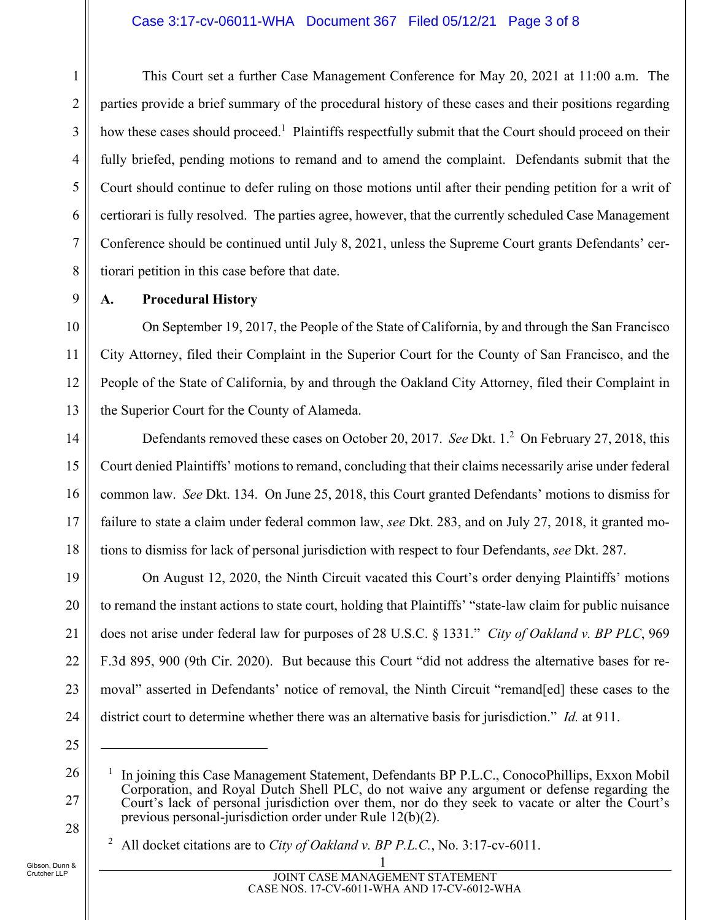This Court set a further Case Management Conference for May 20, 2021 at 11:00 a.m. The parties provide a brief summary of the procedural history of these cases and their positions regarding how these cases should proceed.[1] Plaintiffs respectfully submit that the Court should proceed on their fully briefed, pending motions to remand and to amend the complaint. Defendants submit that the Court should continue to defer ruling on those motions until after their pending petition for a writ of certiorari is fully resolved. The parties agree, however, that the currently scheduled Case Management Conference should be continued until July 8, 2021, unless the Supreme Court grants Defendants' certiorari petition in this case before that date.

**A. Procedural History**

On September 19, 2017, the People of the State of California, by and through the San Francisco City Attorney, filed their Complaint in the Superior Court for the County of San Francisco, and the People of the State of California, by and through the Oakland City Attorney, filed their Complaint in the Superior Court for the County of Alameda.

Defendants removed these cases on October 20, 2017. *See* Dkt. 1.[2] On February 27, 2018, this Court denied Plaintiffs' motions to remand, concluding that their claims necessarily arise under federal common law. *See* Dkt. 134. On June 25, 2018, this Court granted Defendants' motions to dismiss for failure to state a claim under federal common law, *see* Dkt. 283, and on July 27, 2018, it granted motions to dismiss for lack of personal jurisdiction with respect to four Defendants, *see* Dkt. 287.

On August 12, 2020, the Ninth Circuit vacated this Court's order denying Plaintiffs' motions to remand the instant actions to state court, holding that Plaintiffs' "state-law claim for public nuisance does not arise under federal law for purposes of 28 U.S.C. § 1331." *City of Oakland v. BP PLC*, 969 F.3d 895, 900 (9th Cir. 2020). But because this Court "did not address the alternative bases for removal" asserted in Defendants' notice of removal, the Ninth Circuit "remand[ed] these cases to the district court to determine whether there was an alternative basis for jurisdiction." *Id.* at 911.

---

[1] In joining this Case Management Statement, Defendants BP P.L.C., ConocoPhillips, Exxon Mobil Corporation, and Royal Dutch Shell PLC, do not waive any argument or defense regarding the Court's lack of personal jurisdiction over them, nor do they seek to vacate or alter the Court's previous personal-jurisdiction order under Rule 12(b)(2).

[2] All docket citations are to *City of Oakland v. BP P.L.C.*, No. 3:17-cv-6011.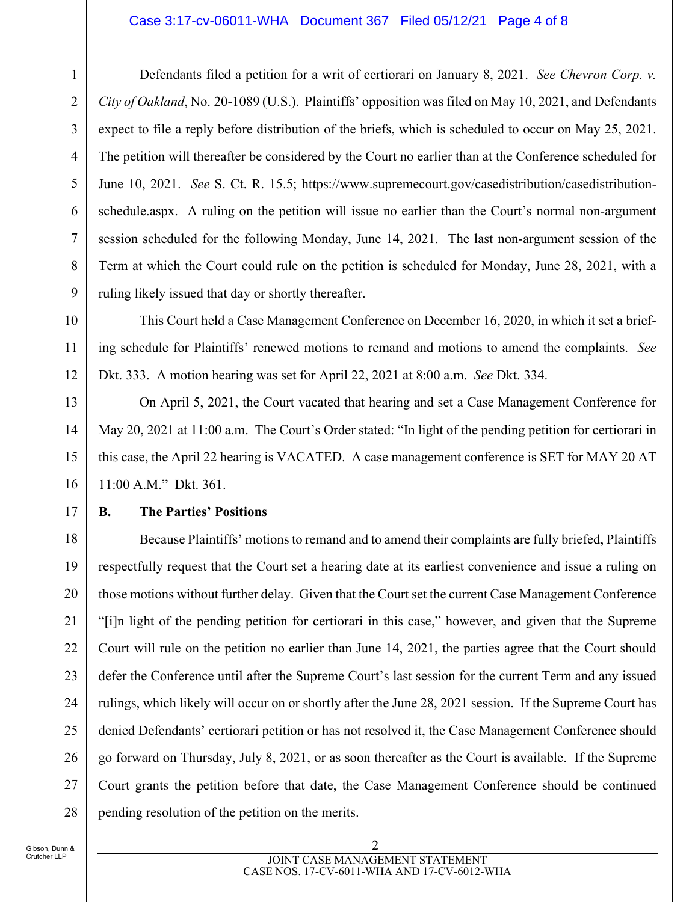Defendants filed a petition for a writ of certiorari on January 8, 2021. *See Chevron Corp. v. City of Oakland*, No. 20-1089 (U.S.). Plaintiffs' opposition was filed on May 10, 2021, and Defendants expect to file a reply before distribution of the briefs, which is scheduled to occur on May 25, 2021. The petition will thereafter be considered by the Court no earlier than at the Conference scheduled for June 10, 2021. *See* S. Ct. R. 15.5; https://www.supremecourt.gov/casedistribution/casedistribution-schedule.aspx. A ruling on the petition will issue no earlier than the Court's normal non-argument session scheduled for the following Monday, June 14, 2021. The last non-argument session of the Term at which the Court could rule on the petition is scheduled for Monday, June 28, 2021, with a ruling likely issued that day or shortly thereafter.

This Court held a Case Management Conference on December 16, 2020, in which it set a briefing schedule for Plaintiffs' renewed motions to remand and motions to amend the complaints. *See* Dkt. 333. A motion hearing was set for April 22, 2021 at 8:00 a.m. *See* Dkt. 334.

On April 5, 2021, the Court vacated that hearing and set a Case Management Conference for May 20, 2021 at 11:00 a.m. The Court's Order stated: "In light of the pending petition for certiorari in this case, the April 22 hearing is VACATED. A case management conference is SET for MAY 20 AT 11:00 A.M." Dkt. 361.

**B. The Parties' Positions**

Because Plaintiffs' motions to remand and to amend their complaints are fully briefed, Plaintiffs respectfully request that the Court set a hearing date at its earliest convenience and issue a ruling on those motions without further delay. Given that the Court set the current Case Management Conference "[i]n light of the pending petition for certiorari in this case," however, and given that the Supreme Court will rule on the petition no earlier than June 14, 2021, the parties agree that the Court should defer the Conference until after the Supreme Court's last session for the current Term and any issued rulings, which likely will occur on or shortly after the June 28, 2021 session. If the Supreme Court has denied Defendants' certiorari petition or has not resolved it, the Case Management Conference should go forward on Thursday, July 8, 2021, or as soon thereafter as the Court is available. If the Supreme Court grants the petition before that date, the Case Management Conference should be continued pending resolution of the petition on the merits.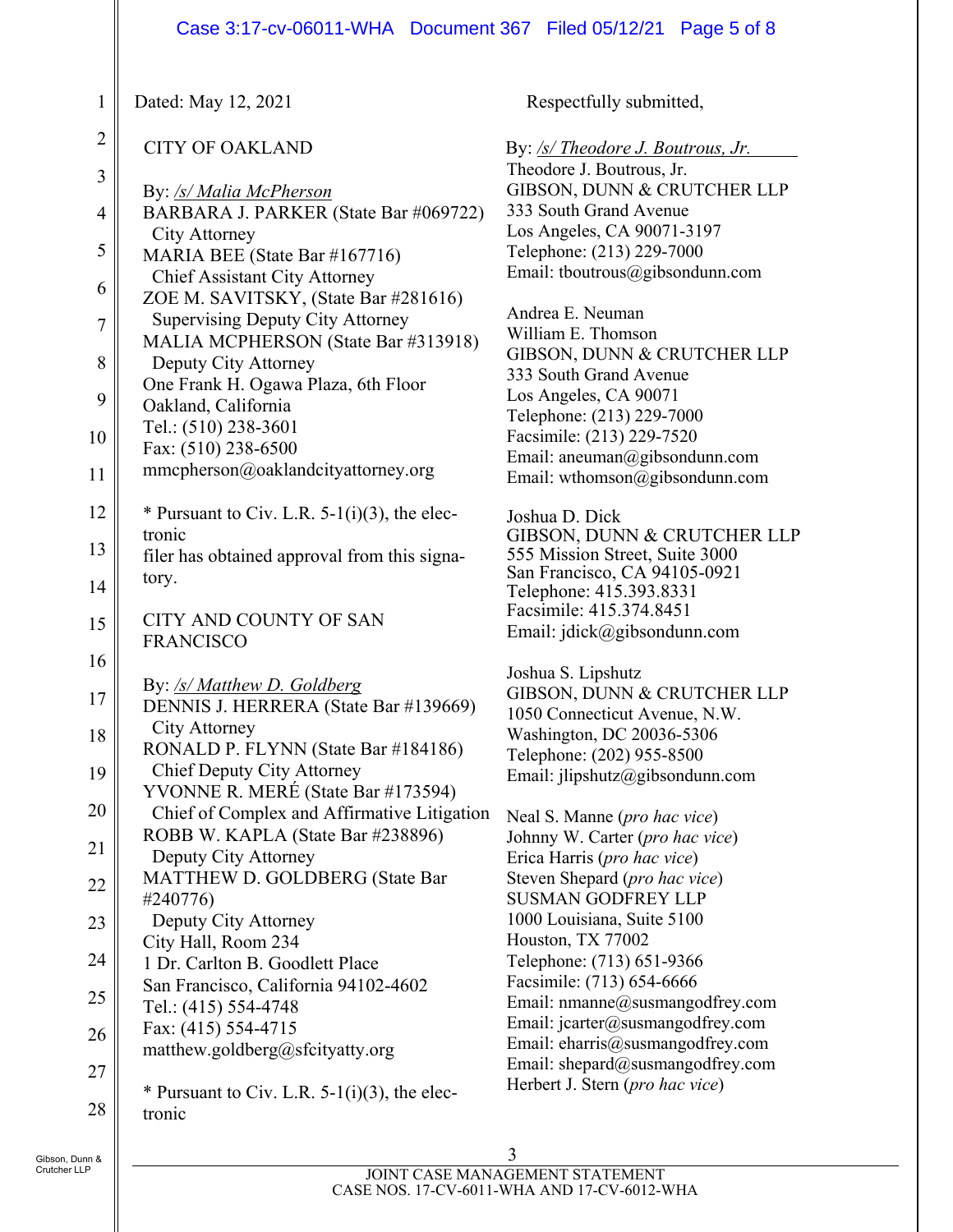Dated: May 12, 2021

Respectfully submitted,

CITY OF OAKLAND

By: */s/ Malia McPherson*
BARBARA J. PARKER (State Bar #069722)
City Attorney
MARIA BEE (State Bar #167716)
Chief Assistant City Attorney
ZOE M. SAVITSKY, (State Bar #281616)
Supervising Deputy City Attorney
MALIA MCPHERSON (State Bar #313918)
Deputy City Attorney
One Frank H. Ogawa Plaza, 6th Floor
Oakland, California
Tel.: (510) 238-3601
Fax: (510) 238-6500
mmcpherson@oaklandcityattorney.org

* Pursuant to Civ. L.R. 5-1(i)(3), the electronic filer has obtained approval from this signatory.

CITY AND COUNTY OF SAN FRANCISCO

By: */s/ Matthew D. Goldberg*
DENNIS J. HERRERA (State Bar #139669)
City Attorney
RONALD P. FLYNN (State Bar #184186)
Chief Deputy City Attorney
YVONNE R. MERÉ (State Bar #173594)
Chief of Complex and Affirmative Litigation
ROBB W. KAPLA (State Bar #238896)
Deputy City Attorney
MATTHEW D. GOLDBERG (State Bar #240776)
Deputy City Attorney
City Hall, Room 234
1 Dr. Carlton B. Goodlett Place
San Francisco, California 94102-4602
Tel.: (415) 554-4748
Fax: (415) 554-4715
matthew.goldberg@sfcityatty.org

* Pursuant to Civ. L.R. 5-1(i)(3), the electronic

By: */s/ Theodore J. Boutrous, Jr.*
Theodore J. Boutrous, Jr.
GIBSON, DUNN & CRUTCHER LLP
333 South Grand Avenue
Los Angeles, CA 90071-3197
Telephone: (213) 229-7000
Email: tboutrous@gibsondunn.com

Andrea E. Neuman
William E. Thomson
GIBSON, DUNN & CRUTCHER LLP
333 South Grand Avenue
Los Angeles, CA 90071
Telephone: (213) 229-7000
Facsimile: (213) 229-7520
Email: aneuman@gibsondunn.com
Email: wthomson@gibsondunn.com

Joshua D. Dick
GIBSON, DUNN & CRUTCHER LLP
555 Mission Street, Suite 3000
San Francisco, CA 94105-0921
Telephone: 415.393.8331
Facsimile: 415.374.8451
Email: jdick@gibsondunn.com

Joshua S. Lipshutz
GIBSON, DUNN & CRUTCHER LLP
1050 Connecticut Avenue, N.W.
Washington, DC 20036-5306
Telephone: (202) 955-8500
Email: jlipshutz@gibsondunn.com

Neal S. Manne (*pro hac vice*)
Johnny W. Carter (*pro hac vice*)
Erica Harris (*pro hac vice*)
Steven Shepard (*pro hac vice*)
SUSMAN GODFREY LLP
1000 Louisiana, Suite 5100
Houston, TX 77002
Telephone: (713) 651-9366
Facsimile: (713) 654-6666
Email: nmanne@susmangodfrey.com
Email: jcarter@susmangodfrey.com
Email: eharris@susmangodfrey.com
Email: shepard@susmangodfrey.com
Herbert J. Stern (*pro hac vice*)

JOINT CASE MANAGEMENT STATEMENT
CASE NOS. 17-CV-6011-WHA AND 17-CV-6012-WHA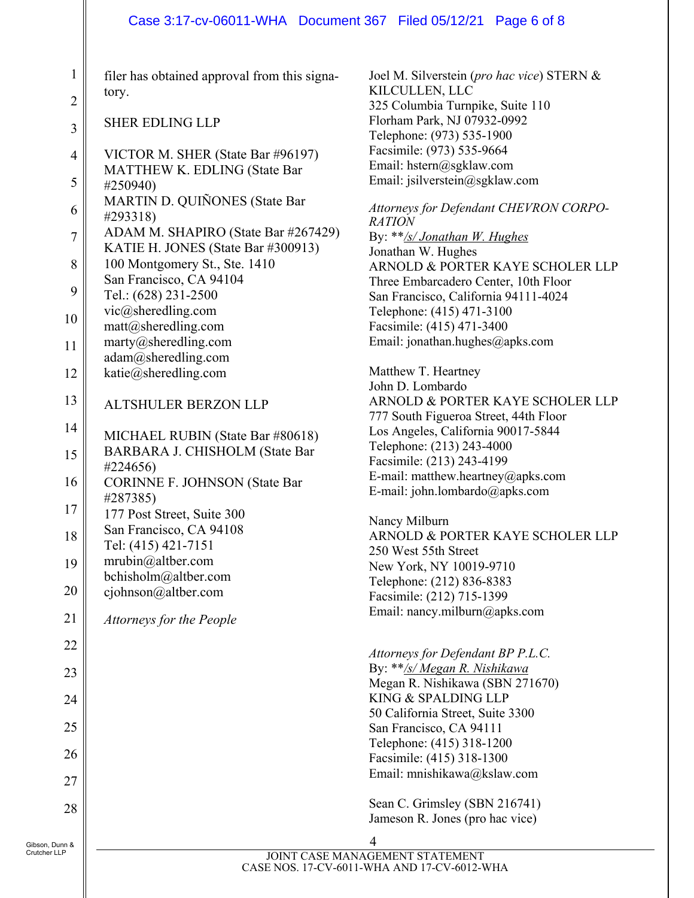filer has obtained approval from this signatory.

SHER EDLING LLP

VICTOR M. SHER (State Bar #96197)
MATTHEW K. EDLING (State Bar #250940)
MARTIN D. QUIÑONES (State Bar #293318)
ADAM M. SHAPIRO (State Bar #267429)
KATIE H. JONES (State Bar #300913)
100 Montgomery St., Ste. 1410
San Francisco, CA 94104
Tel.: (628) 231-2500
vic@sheredling.com
matt@sheredling.com
marty@sheredling.com
adam@sheredling.com
katie@sheredling.com

ALTSHULER BERZON LLP

MICHAEL RUBIN (State Bar #80618)
BARBARA J. CHISHOLM (State Bar #224656)
CORINNE F. JOHNSON (State Bar #287385)
177 Post Street, Suite 300
San Francisco, CA 94108
Tel: (415) 421-7151
mrubin@altber.com
bchisholm@altber.com
cjohnson@altber.com

*Attorneys for the People*

Joel M. Silverstein (*pro hac vice*) STERN & KILCULLEN, LLC
325 Columbia Turnpike, Suite 110
Florham Park, NJ 07932-0992
Telephone: (973) 535-1900
Facsimile: (973) 535-9664
Email: hstern@sgklaw.com
Email: jsilverstein@sgklaw.com

*Attorneys for Defendant CHEVRON CORPORATION*

By: \*\*/s/ Jonathan W. Hughes
Jonathan W. Hughes
ARNOLD & PORTER KAYE SCHOLER LLP
Three Embarcadero Center, 10th Floor
San Francisco, California 94111-4024
Telephone: (415) 471-3100
Facsimile: (415) 471-3400
Email: jonathan.hughes@apks.com

Matthew T. Heartney
John D. Lombardo
ARNOLD & PORTER KAYE SCHOLER LLP
777 South Figueroa Street, 44th Floor
Los Angeles, California 90017-5844
Telephone: (213) 243-4000
Facsimile: (213) 243-4199
E-mail: matthew.heartney@apks.com
E-mail: john.lombardo@apks.com

Nancy Milburn
ARNOLD & PORTER KAYE SCHOLER LLP
250 West 55th Street
New York, NY 10019-9710
Telephone: (212) 836-8383
Facsimile: (212) 715-1399
Email: nancy.milburn@apks.com

*Attorneys for Defendant BP P.L.C.*

By: \*\*/s/ Megan R. Nishikawa
Megan R. Nishikawa (SBN 271670)
KING & SPALDING LLP
50 California Street, Suite 3300
San Francisco, CA 94111
Telephone: (415) 318-1200
Facsimile: (415) 318-1300
Email: mnishikawa@kslaw.com

Sean C. Grimsley (SBN 216741)
Jameson R. Jones (pro hac vice)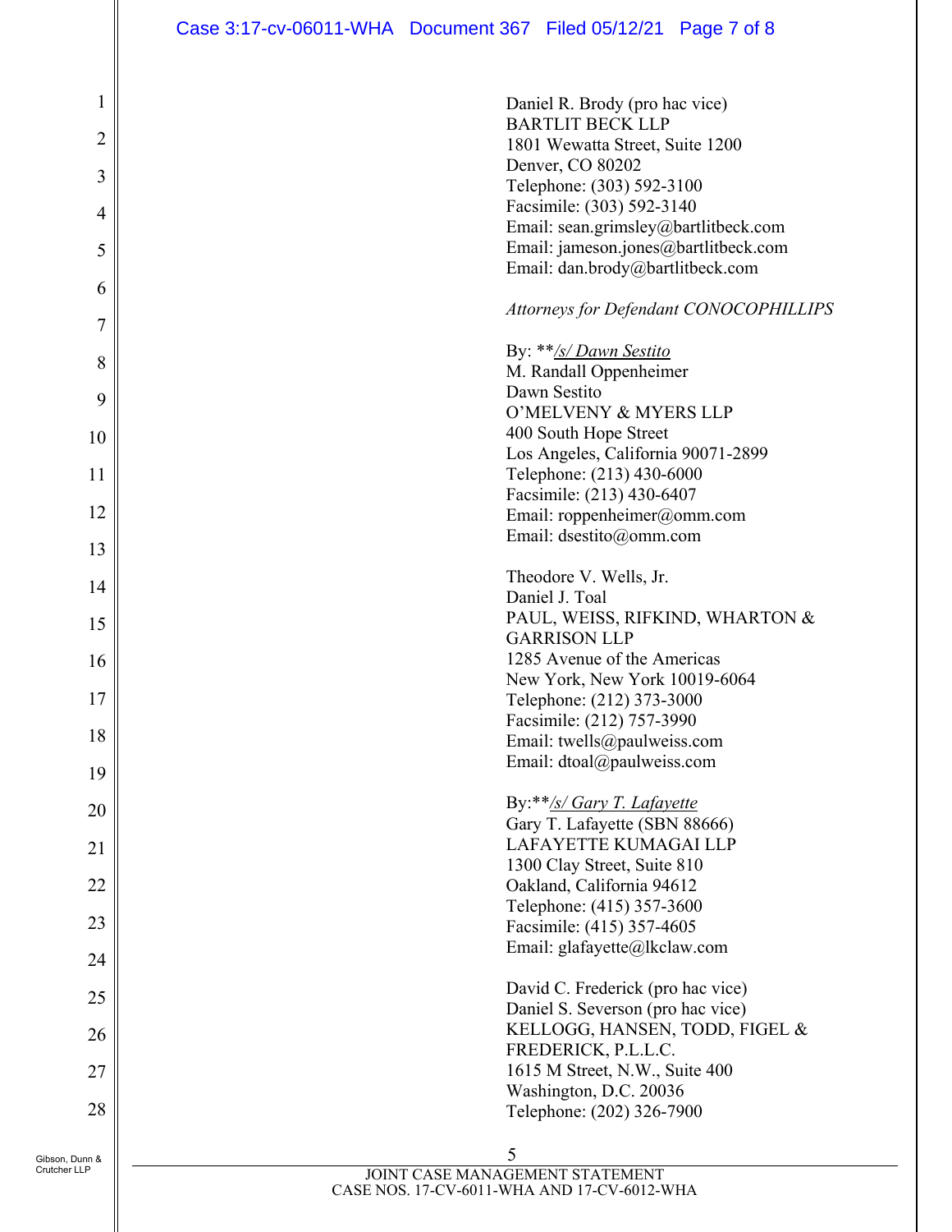Daniel R. Brody (pro hac vice)
BARTLIT BECK LLP
1801 Wewatta Street, Suite 1200
Denver, CO 80202
Telephone: (303) 592-3100
Facsimile: (303) 592-3140
Email: sean.grimsley@bartlitbeck.com
Email: jameson.jones@bartlitbeck.com
Email: dan.brody@bartlitbeck.com

*Attorneys for Defendant CONOCOPHILLIPS*

By: ***/s/ Dawn Sestito*
M. Randall Oppenheimer
Dawn Sestito
O'MELVENY & MYERS LLP
400 South Hope Street
Los Angeles, California 90071-2899
Telephone: (213) 430-6000
Facsimile: (213) 430-6407
Email: roppenheimer@omm.com
Email: dsestito@omm.com

Theodore V. Wells, Jr.
Daniel J. Toal
PAUL, WEISS, RIFKIND, WHARTON & GARRISON LLP
1285 Avenue of the Americas
New York, New York 10019-6064
Telephone: (212) 373-3000
Facsimile: (212) 757-3990
Email: twells@paulweiss.com
Email: dtoal@paulweiss.com

By:***/s/ Gary T. Lafayette*
Gary T. Lafayette (SBN 88666)
LAFAYETTE KUMAGAI LLP
1300 Clay Street, Suite 810
Oakland, California 94612
Telephone: (415) 357-3600
Facsimile: (415) 357-4605
Email: glafayette@lkclaw.com

David C. Frederick (pro hac vice)
Daniel S. Severson (pro hac vice)
KELLOGG, HANSEN, TODD, FIGEL & FREDERICK, P.L.L.C.
1615 M Street, N.W., Suite 400
Washington, D.C. 20036
Telephone: (202) 326-7900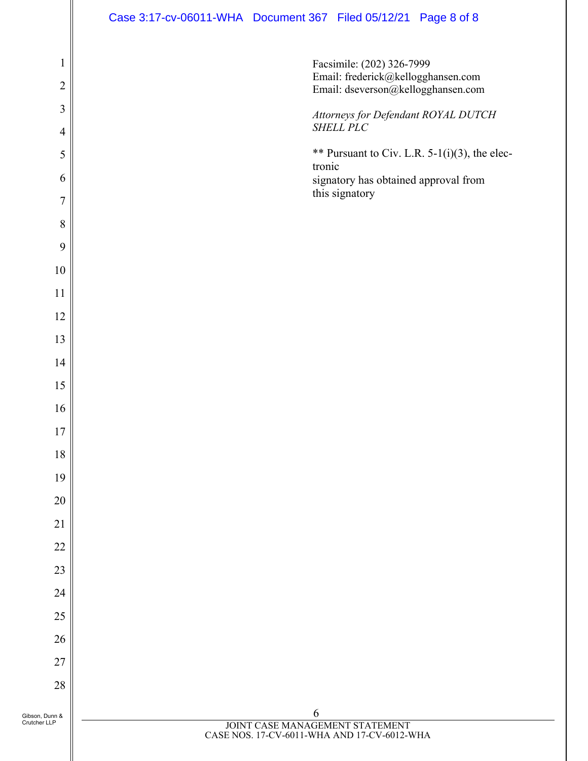Facsimile: (202) 326-7999
Email: frederick@kellogghansen.com
Email: dseverson@kellogghansen.com

*Attorneys for Defendant ROYAL DUTCH SHELL PLC*

** Pursuant to Civ. L.R. 5-1(i)(3), the electronic signatory has obtained approval from this signatory